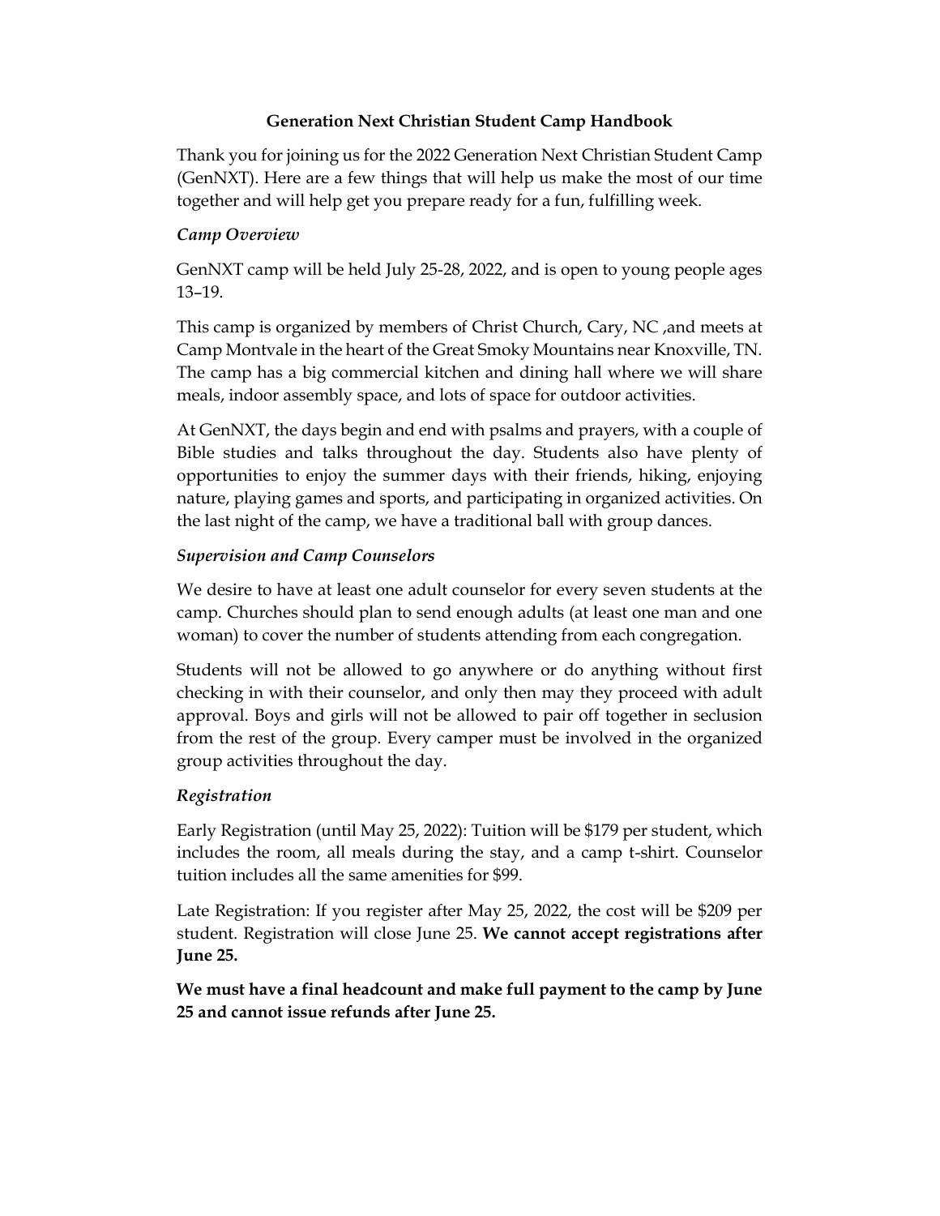# Generation Next Christian Student Camp Handbook

Thank you for joining us for the 2022 Generation Next Christian Student Camp (GenNXT). Here are a few things that will help us make the most of our time together and will help get you prepare ready for a fun, fulfilling week.

## *Camp Overview*

GenNXT camp will be held July 25-28, 2022, and is open to young people ages 13–19.

This camp is organized by members of Christ Church, Cary, NC ,and meets at Camp Montvale in the heart of the Great Smoky Mountains near Knoxville, TN. The camp has a big commercial kitchen and dining hall where we will share meals, indoor assembly space, and lots of space for outdoor activities.

At GenNXT, the days begin and end with psalms and prayers, with a couple of Bible studies and talks throughout the day. Students also have plenty of opportunities to enjoy the summer days with their friends, hiking, enjoying nature, playing games and sports, and participating in organized activities. On the last night of the camp, we have a traditional ball with group dances.

## *Supervision and Camp Counselors*

We desire to have at least one adult counselor for every seven students at the camp. Churches should plan to send enough adults (at least one man and one woman) to cover the number of students attending from each congregation.

Students will not be allowed to go anywhere or do anything without first checking in with their counselor, and only then may they proceed with adult approval. Boys and girls will not be allowed to pair off together in seclusion from the rest of the group. Every camper must be involved in the organized group activities throughout the day.

## *Registration*

Early Registration (until May 25, 2022): Tuition will be $179 per student, which includes the room, all meals during the stay, and a camp t-shirt. Counselor tuition includes all the same amenities for $99.

Late Registration: If you register after May 25, 2022, the cost will be $209 per student. Registration will close June 25. **We cannot accept registrations after June 25.**

**We must have a final headcount and make full payment to the camp by June 25 and cannot issue refunds after June 25.**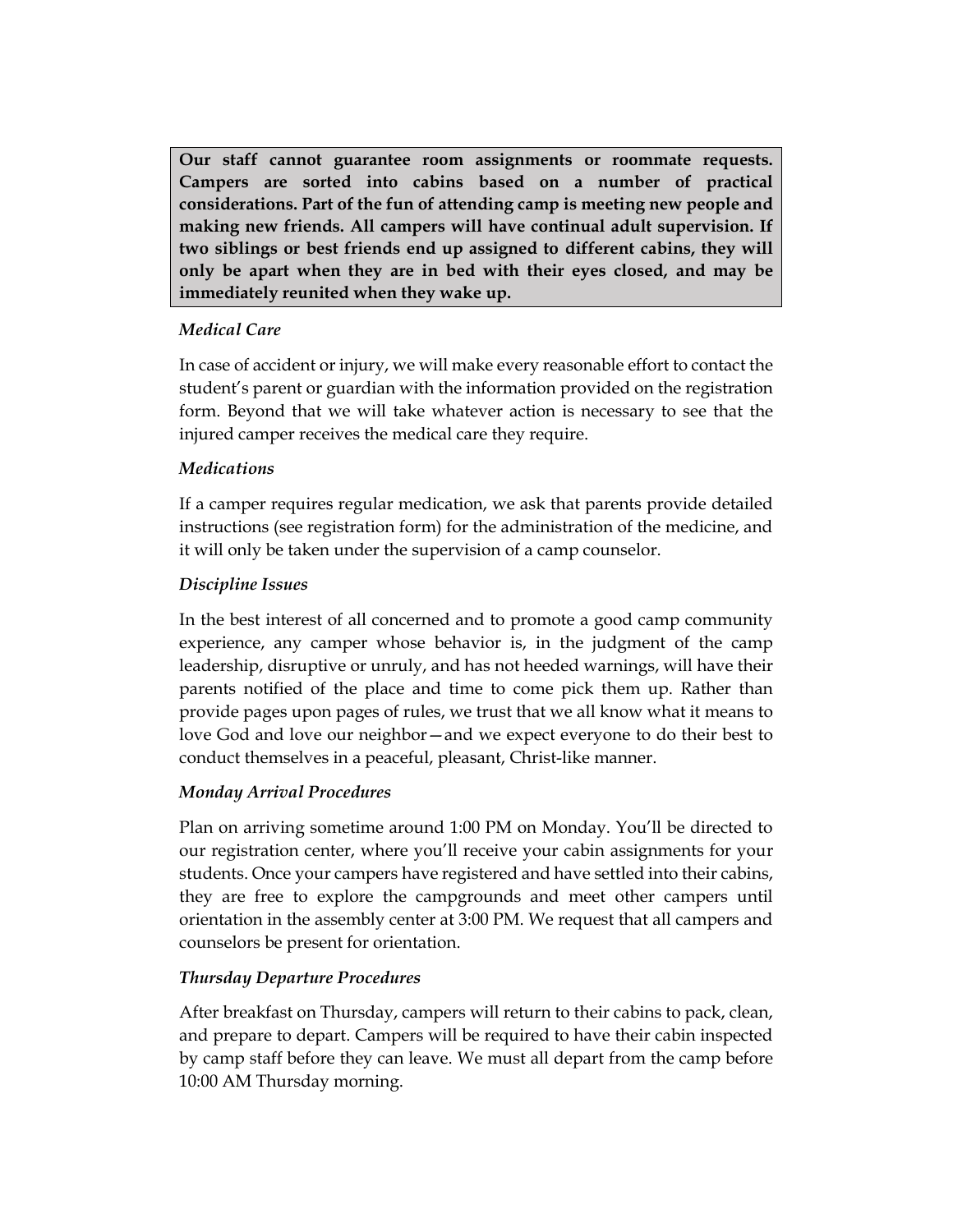**Our staff cannot guarantee room assignments or roommate requests. Campers are sorted into cabins based on a number of practical considerations. Part of the fun of attending camp is meeting new people and making new friends. All campers will have continual adult supervision. If two siblings or best friends end up assigned to different cabins, they will only be apart when they are in bed with their eyes closed, and may be immediately reunited when they wake up.**

### *Medical Care*

In case of accident or injury, we will make every reasonable effort to contact the student's parent or guardian with the information provided on the registration form. Beyond that we will take whatever action is necessary to see that the injured camper receives the medical care they require.

### *Medications*

If a camper requires regular medication, we ask that parents provide detailed instructions (see registration form) for the administration of the medicine, and it will only be taken under the supervision of a camp counselor.

### *Discipline Issues*

In the best interest of all concerned and to promote a good camp community experience, any camper whose behavior is, in the judgment of the camp leadership, disruptive or unruly, and has not heeded warnings, will have their parents notified of the place and time to come pick them up. Rather than provide pages upon pages of rules, we trust that we all know what it means to love God and love our neighbor—and we expect everyone to do their best to conduct themselves in a peaceful, pleasant, Christ-like manner.

### *Monday Arrival Procedures*

Plan on arriving sometime around 1:00 PM on Monday. You'll be directed to our registration center, where you'll receive your cabin assignments for your students. Once your campers have registered and have settled into their cabins, they are free to explore the campgrounds and meet other campers until orientation in the assembly center at 3:00 PM. We request that all campers and counselors be present for orientation.

### *Thursday Departure Procedures*

After breakfast on Thursday, campers will return to their cabins to pack, clean, and prepare to depart. Campers will be required to have their cabin inspected by camp staff before they can leave. We must all depart from the camp before 10:00 AM Thursday morning.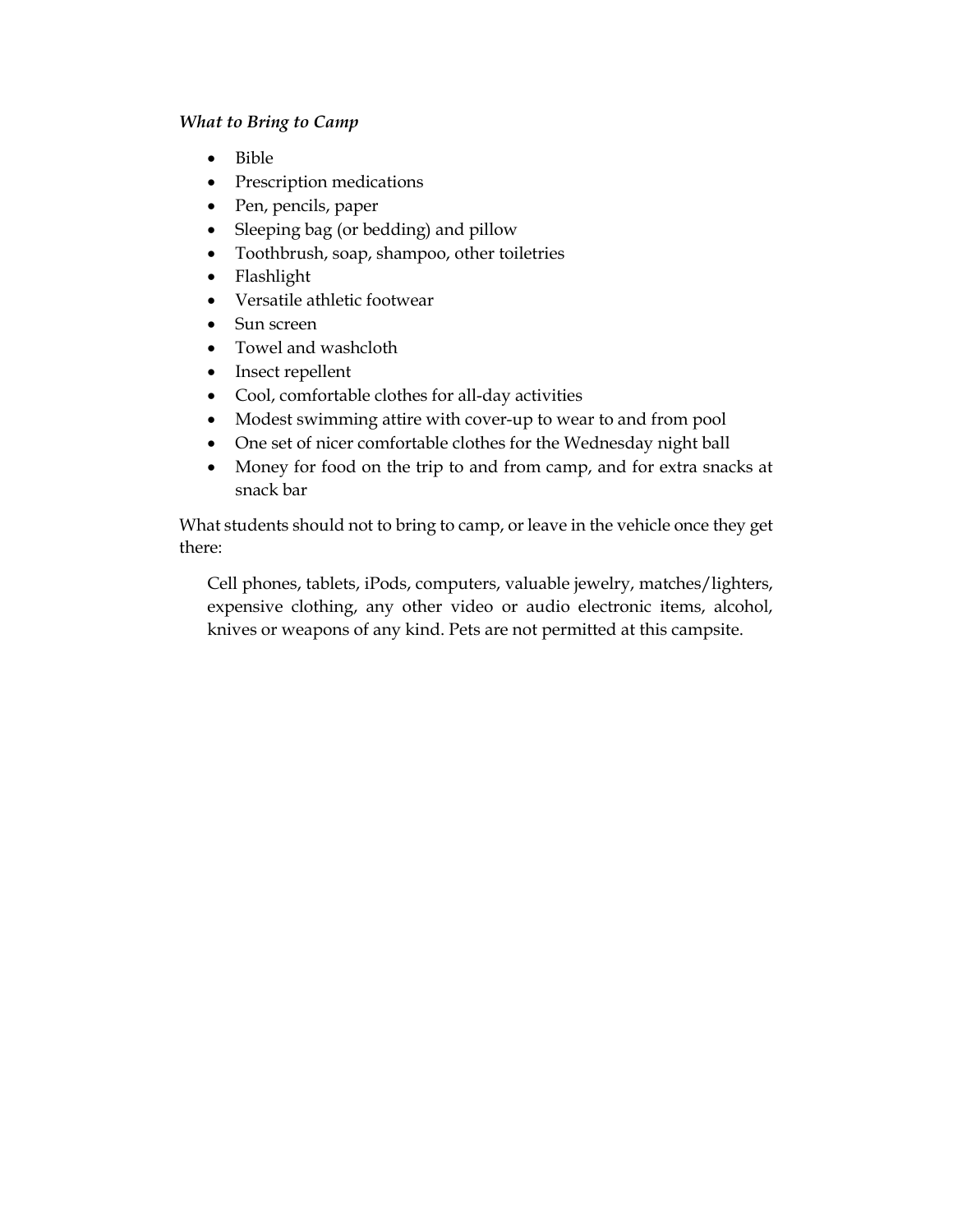*What to Bring to Camp*

- Bible
- Prescription medications
- Pen, pencils, paper
- Sleeping bag (or bedding) and pillow
- Toothbrush, soap, shampoo, other toiletries
- Flashlight
- Versatile athletic footwear
- Sun screen
- Towel and washcloth
- Insect repellent
- Cool, comfortable clothes for all-day activities
- Modest swimming attire with cover-up to wear to and from pool
- One set of nicer comfortable clothes for the Wednesday night ball
- Money for food on the trip to and from camp, and for extra snacks at snack bar

What students should not to bring to camp, or leave in the vehicle once they get there:

> Cell phones, tablets, iPods, computers, valuable jewelry, matches/lighters, expensive clothing, any other video or audio electronic items, alcohol, knives or weapons of any kind. Pets are not permitted at this campsite.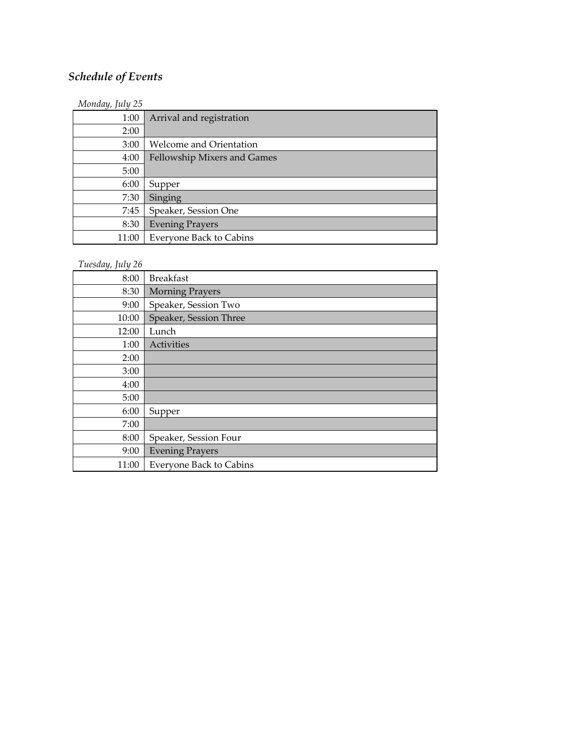***Schedule of Events***

*Monday, July 25*

| Time | Event |
|---|---|
| 1:00 | Arrival and registration |
| 2:00 | |
| 3:00 | Welcome and Orientation |
| 4:00 | Fellowship Mixers and Games |
| 5:00 | |
| 6:00 | Supper |
| 7:30 | Singing |
| 7:45 | Speaker, Session One |
| 8:30 | Evening Prayers |
| 11:00 | Everyone Back to Cabins |

*Tuesday, July 26*

| Time | Event |
|---|---|
| 8:00 | Breakfast |
| 8:30 | Morning Prayers |
| 9:00 | Speaker, Session Two |
| 10:00 | Speaker, Session Three |
| 12:00 | Lunch |
| 1:00 | Activities |
| 2:00 | |
| 3:00 | |
| 4:00 | |
| 5:00 | |
| 6:00 | Supper |
| 7:00 | |
| 8:00 | Speaker, Session Four |
| 9:00 | Evening Prayers |
| 11:00 | Everyone Back to Cabins |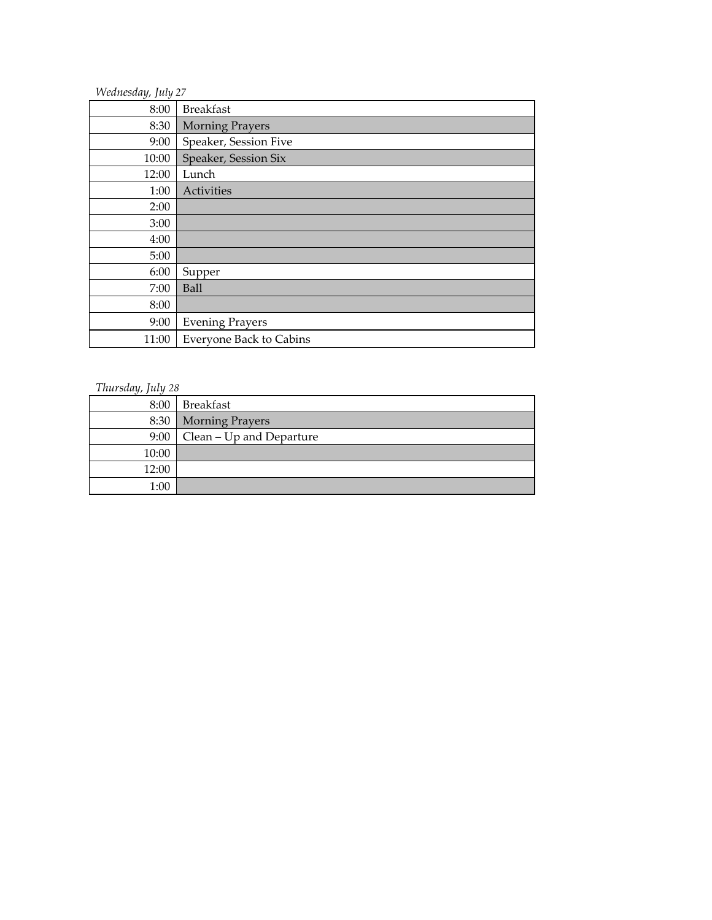*Wednesday, July 27*

| | |
|---|---|
| 8:00 | Breakfast |
| 8:30 | Morning Prayers |
| 9:00 | Speaker, Session Five |
| 10:00 | Speaker, Session Six |
| 12:00 | Lunch |
| 1:00 | Activities |
| 2:00 | |
| 3:00 | |
| 4:00 | |
| 5:00 | |
| 6:00 | Supper |
| 7:00 | Ball |
| 8:00 | |
| 9:00 | Evening Prayers |
| 11:00 | Everyone Back to Cabins |

*Thursday, July 28*

| | |
|---|---|
| 8:00 | Breakfast |
| 8:30 | Morning Prayers |
| 9:00 | Clean – Up and Departure |
| 10:00 | |
| 12:00 | |
| 1:00 | |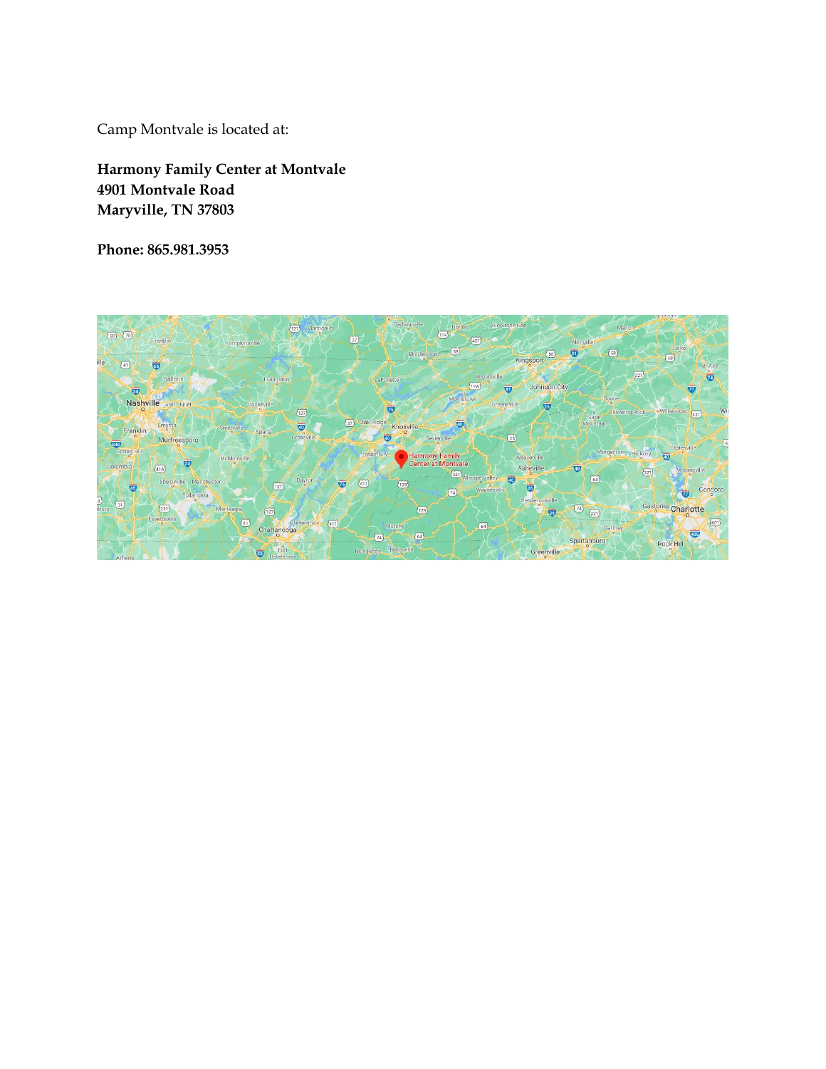Camp Montvale is located at:

**Harmony Family Center at Montvale**
**4901 Montvale Road**
**Maryville, TN 37803**

**Phone: 865.981.3953**